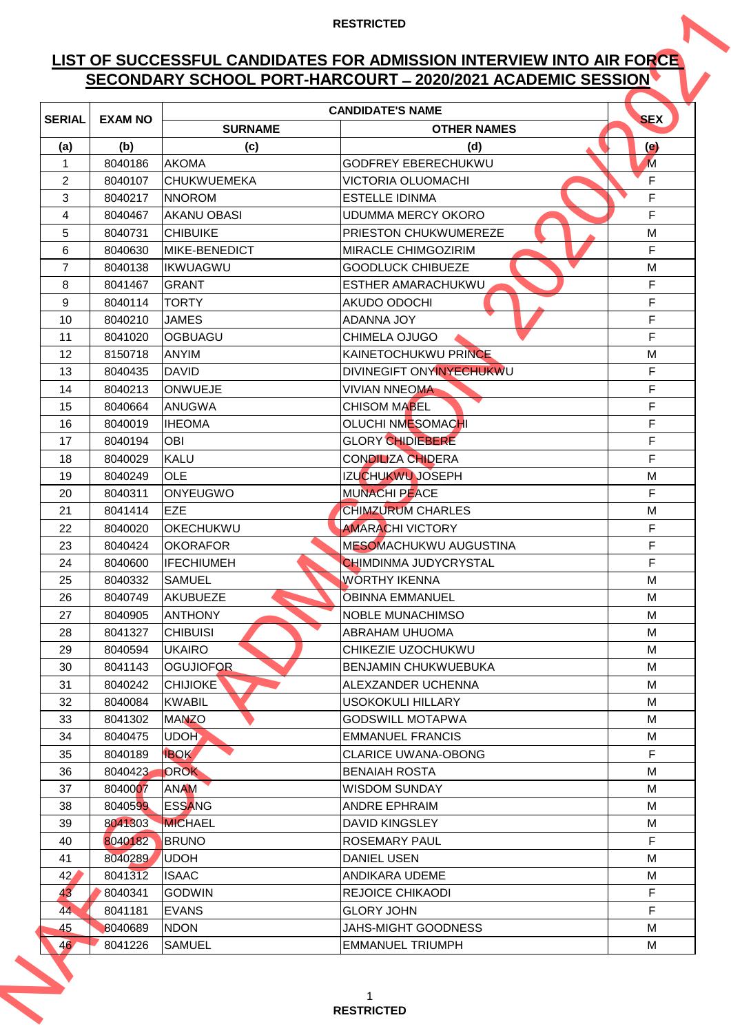RESTRICTED

# LIST OF SUCCESSFUL CANDIDATES FOR ADMISSION INTERVIEW INTO AIR FORCE SECONDARY SCHOOL PORT-HARCOURT – 2020/2021 ACADEMIC SESSION

| SERIAL | EXAM NO | CANDIDATE'S NAME | | SEX |
|---|---|---|---|---|
| | | SURNAME | OTHER NAMES | |
| (a) | (b) | (c) | (d) | (e) |
| 1 | 8040186 | AKOMA | GODFREY EBERECHUKWU | M |
| 2 | 8040107 | CHUKWUEMEKA | VICTORIA OLUOMACHI | F |
| 3 | 8040217 | NNOROM | ESTELLE IDINMA | F |
| 4 | 8040467 | AKANU OBASI | UDUMMA MERCY OKORO | F |
| 5 | 8040731 | CHIBUIKE | PRIESTON CHUKWUMEREZE | M |
| 6 | 8040630 | MIKE-BENEDICT | MIRACLE CHIMGOZIRIM | F |
| 7 | 8040138 | IKWUAGWU | GOODLUCK CHIBUEZE | M |
| 8 | 8041467 | GRANT | ESTHER AMARACHUKWU | F |
| 9 | 8040114 | TORTY | AKUDO ODOCHI | F |
| 10 | 8040210 | JAMES | ADANNA JOY | F |
| 11 | 8041020 | OGBUAGU | CHIMELA OJUGO | F |
| 12 | 8150718 | ANYIM | KAINETOCHUKWU PRINCE | M |
| 13 | 8040435 | DAVID | DIVINEGIFT ONYINYECHUKWU | F |
| 14 | 8040213 | ONWUEJE | VIVIAN NNEOMA | F |
| 15 | 8040664 | ANUGWA | CHISOM MABEL | F |
| 16 | 8040019 | IHEOMA | OLUCHI NMESOMACHI | F |
| 17 | 8040194 | OBI | GLORY CHIDIEBERE | F |
| 18 | 8040029 | KALU | CONDILIZA CHIDERA | F |
| 19 | 8040249 | OLE | IZUCHUKWU JOSEPH | M |
| 20 | 8040311 | ONYEUGWO | MUNACHI PEACE | F |
| 21 | 8041414 | EZE | CHIMZURUM CHARLES | M |
| 22 | 8040020 | OKECHUKWU | AMARACHI VICTORY | F |
| 23 | 8040424 | OKORAFOR | MESOMACHUKWU AUGUSTINA | F |
| 24 | 8040600 | IFECHIUMEH | CHIMDINMA JUDYCRYSTAL | F |
| 25 | 8040332 | SAMUEL | WORTHY IKENNA | M |
| 26 | 8040749 | AKUBUEZE | OBINNA EMMANUEL | M |
| 27 | 8040905 | ANTHONY | NOBLE MUNACHIMSO | M |
| 28 | 8041327 | CHIBUISI | ABRAHAM UHUOMA | M |
| 29 | 8040594 | UKAIRO | CHIKEZIE UZOCHUKWU | M |
| 30 | 8041143 | OGUJIOFOR | BENJAMIN CHUKWUEBUKA | M |
| 31 | 8040242 | CHIJIOKE | ALEXZANDER UCHENNA | M |
| 32 | 8040084 | KWABIL | USOKOKULI HILLARY | M |
| 33 | 8041302 | MANZO | GODSWILL MOTAPWA | M |
| 34 | 8040475 | UDOH | EMMANUEL FRANCIS | M |
| 35 | 8040189 | IBOK | CLARICE UWANA-OBONG | F |
| 36 | 8040423 | OROK | BENAIAH ROSTA | M |
| 37 | 8040007 | ANAM | WISDOM SUNDAY | M |
| 38 | 8040599 | ESSANG | ANDRE EPHRAIM | M |
| 39 | 8041303 | MICHAEL | DAVID KINGSLEY | M |
| 40 | 8040182 | BRUNO | ROSEMARY PAUL | F |
| 41 | 8040289 | UDOH | DANIEL USEN | M |
| 42 | 8041312 | ISAAC | ANDIKARA UDEME | M |
| 43 | 8040341 | GODWIN | REJOICE CHIKAODI | F |
| 44 | 8041181 | EVANS | GLORY JOHN | F |
| 45 | 8040689 | NDON | JAHS-MIGHT GOODNESS | M |
| 46 | 8041226 | SAMUEL | EMMANUEL TRIUMPH | M |

RESTRICTED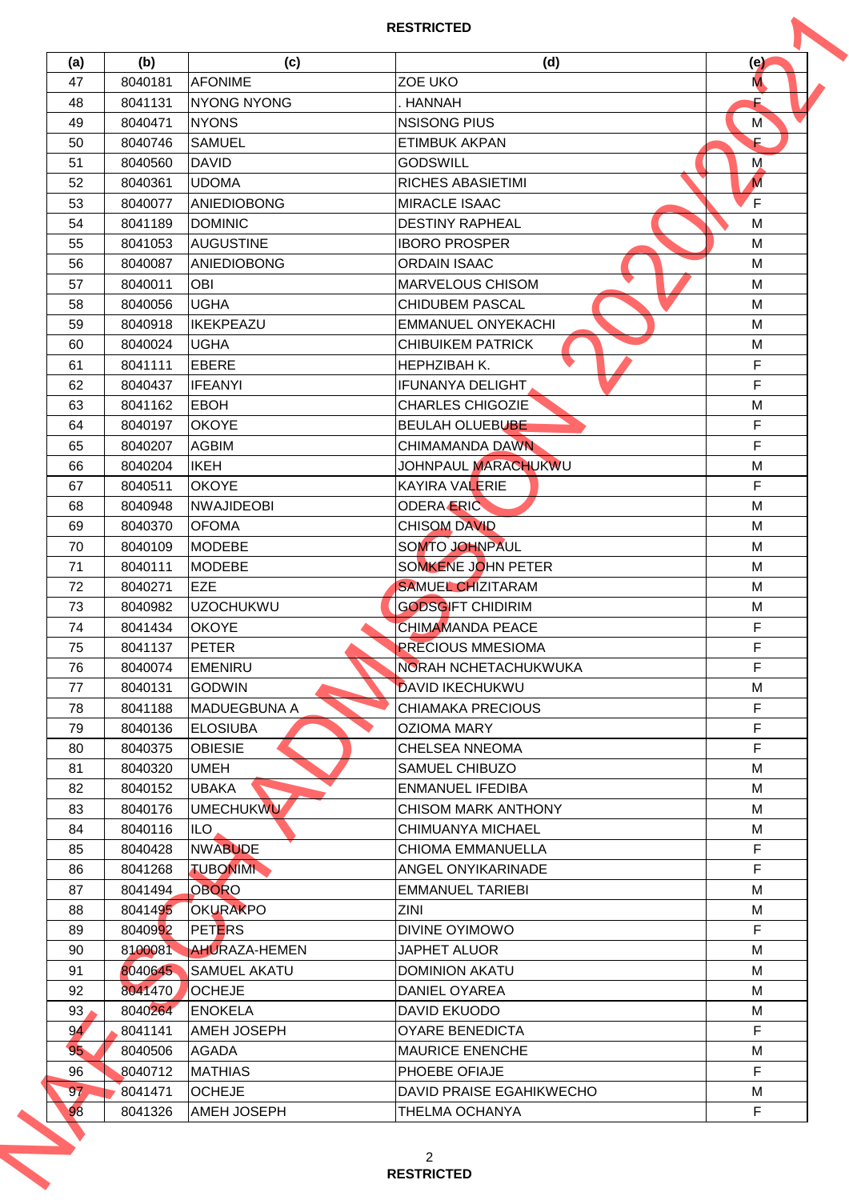| (a) | (b) | (c) | (d) | (e) |
|---|---|---|---|---|
| 47 | 8040181 | AFONIME | ZOE UKO | M |
| 48 | 8041131 | NYONG NYONG | . HANNAH | F |
| 49 | 8040471 | NYONS | NSISONG PIUS | M |
| 50 | 8040746 | SAMUEL | ETIMBUK AKPAN | F |
| 51 | 8040560 | DAVID | GODSWILL | M |
| 52 | 8040361 | UDOMA | RICHES ABASIETIMI | M |
| 53 | 8040077 | ANIEDIOBONG | MIRACLE ISAAC | F |
| 54 | 8041189 | DOMINIC | DESTINY RAPHEAL | M |
| 55 | 8041053 | AUGUSTINE | IBORO PROSPER | M |
| 56 | 8040087 | ANIEDIOBONG | ORDAIN ISAAC | M |
| 57 | 8040011 | OBI | MARVELOUS CHISOM | M |
| 58 | 8040056 | UGHA | CHIDUBEM PASCAL | M |
| 59 | 8040918 | IKEKPEAZU | EMMANUEL ONYEKACHI | M |
| 60 | 8040024 | UGHA | CHIBUIKEM PATRICK | M |
| 61 | 8041111 | EBERE | HEPHZIBAH K. | F |
| 62 | 8040437 | IFEANYI | IFUNANYA DELIGHT | F |
| 63 | 8041162 | EBOH | CHARLES CHIGOZIE | M |
| 64 | 8040197 | OKOYE | BEULAH OLUEBUBE | F |
| 65 | 8040207 | AGBIM | CHIMAMANDA DAWN | F |
| 66 | 8040204 | IKEH | JOHNPAUL MARACHUKWU | M |
| 67 | 8040511 | OKOYE | KAYIRA VALERIE | F |
| 68 | 8040948 | NWAJIDEOBI | ODERA ERIC | M |
| 69 | 8040370 | OFOMA | CHISOM DAVID | M |
| 70 | 8040109 | MODEBE | SOMTO JOHNPAUL | M |
| 71 | 8040111 | MODEBE | SOMKENE JOHN PETER | M |
| 72 | 8040271 | EZE | SAMUEL CHIZITARAM | M |
| 73 | 8040982 | UZOCHUKWU | GODSGIFT CHIDIRIM | M |
| 74 | 8041434 | OKOYE | CHIMAMANDA PEACE | F |
| 75 | 8041137 | PETER | PRECIOUS MMESIOMA | F |
| 76 | 8040074 | EMENIRU | NORAH NCHETACHUKWUKA | F |
| 77 | 8040131 | GODWIN | DAVID IKECHUKWU | M |
| 78 | 8041188 | MADUEGBUNA A | CHIAMAKA PRECIOUS | F |
| 79 | 8040136 | ELOSIUBA | OZIOMA MARY | F |
| 80 | 8040375 | OBIESIE | CHELSEA NNEOMA | F |
| 81 | 8040320 | UMEH | SAMUEL CHIBUZO | M |
| 82 | 8040152 | UBAKA | ENMANUEL IFEDIBA | M |
| 83 | 8040176 | UMECHUKWU | CHISOM MARK ANTHONY | M |
| 84 | 8040116 | ILO | CHIMUANYA MICHAEL | M |
| 85 | 8040428 | NWABUDE | CHIOMA EMMANUELLA | F |
| 86 | 8041268 | TUBONIMI | ANGEL ONYIKARINADE | F |
| 87 | 8041494 | OBORO | EMMANUEL TARIEBI | M |
| 88 | 8041495 | OKURAKPO | ZINI | M |
| 89 | 8040992 | PETERS | DIVINE OYIMOWO | F |
| 90 | 8100081 | AHURAZA-HEMEN | JAPHET ALUOR | M |
| 91 | 8040645 | SAMUEL AKATU | DOMINION AKATU | M |
| 92 | 8041470 | OCHEJE | DANIEL OYAREA | M |
| 93 | 8040264 | ENOKELA | DAVID EKUODO | M |
| 94 | 8041141 | AMEH JOSEPH | OYARE BENEDICTA | F |
| 95 | 8040506 | AGADA | MAURICE ENENCHE | M |
| 96 | 8040712 | MATHIAS | PHOEBE OFIAJE | F |
| 97 | 8041471 | OCHEJE | DAVID PRAISE EGAHIKWECHO | M |
| 98 | 8041326 | AMEH JOSEPH | THELMA OCHANYA | F |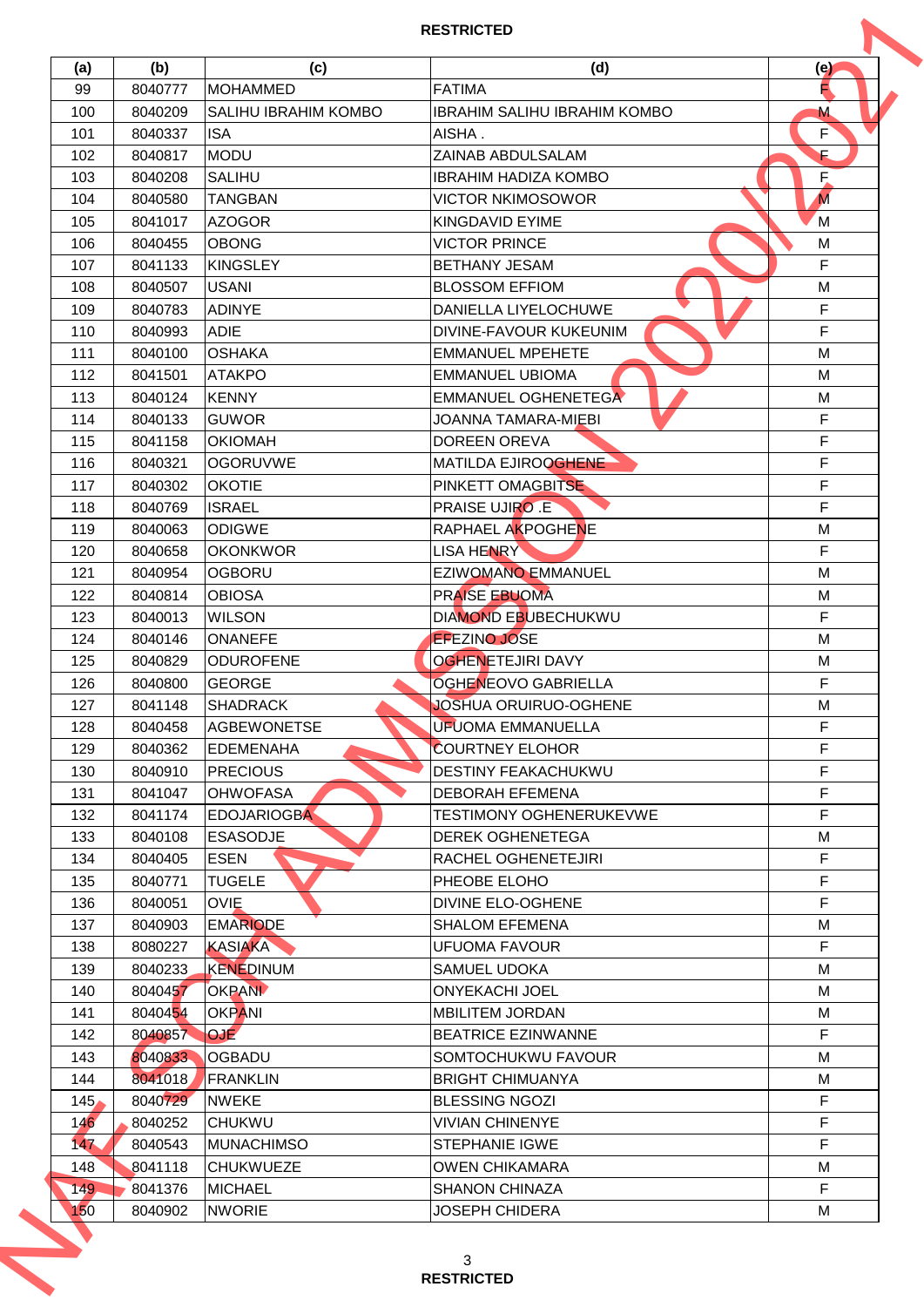RESTRICTED

| (a) | (b) | (c) | (d) | (e) |
|---|---|---|---|---|
| 99 | 8040777 | MOHAMMED | FATIMA | F |
| 100 | 8040209 | SALIHU IBRAHIM KOMBO | IBRAHIM SALIHU IBRAHIM KOMBO | M |
| 101 | 8040337 | ISA | AISHA . | F |
| 102 | 8040817 | MODU | ZAINAB ABDULSALAM | F |
| 103 | 8040208 | SALIHU | IBRAHIM HADIZA KOMBO | F |
| 104 | 8040580 | TANGBAN | VICTOR NKIMOSOWOR | M |
| 105 | 8041017 | AZOGOR | KINGDAVID EYIME | M |
| 106 | 8040455 | OBONG | VICTOR PRINCE | M |
| 107 | 8041133 | KINGSLEY | BETHANY JESAM | F |
| 108 | 8040507 | USANI | BLOSSOM EFFIOM | M |
| 109 | 8040783 | ADINYE | DANIELLA LIYELOCHUWE | F |
| 110 | 8040993 | ADIE | DIVINE-FAVOUR KUKEUNIM | F |
| 111 | 8040100 | OSHAKA | EMMANUEL MPEHETE | M |
| 112 | 8041501 | ATAKPO | EMMANUEL UBIOMA | M |
| 113 | 8040124 | KENNY | EMMANUEL OGHENETEGA | M |
| 114 | 8040133 | GUWOR | JOANNA TAMARA-MIEBI | F |
| 115 | 8041158 | OKIOMAH | DOREEN OREVA | F |
| 116 | 8040321 | OGORUVWE | MATILDA EJIROOGHENE | F |
| 117 | 8040302 | OKOTIE | PINKETT OMAGBITSE | F |
| 118 | 8040769 | ISRAEL | PRAISE UJIRO .E | F |
| 119 | 8040063 | ODIGWE | RAPHAEL AKPOGHENE | M |
| 120 | 8040658 | OKONKWOR | LISA HENRY | F |
| 121 | 8040954 | OGBORU | EZIWOMANO EMMANUEL | M |
| 122 | 8040814 | OBIOSA | PRAISE EBUOMA | M |
| 123 | 8040013 | WILSON | DIAMOND EBUBECHUKWU | F |
| 124 | 8040146 | ONANEFE | EFEZINO JOSE | M |
| 125 | 8040829 | ODUROFENE | OGHENETEJIRI DAVY | M |
| 126 | 8040800 | GEORGE | OGHENEOVO GABRIELLA | F |
| 127 | 8041148 | SHADRACK | JOSHUA ORUIRUO-OGHENE | M |
| 128 | 8040458 | AGBEWONETSE | UFUOMA EMMANUELLA | F |
| 129 | 8040362 | EDEMENAHA | COURTNEY ELOHOR | F |
| 130 | 8040910 | PRECIOUS | DESTINY FEAKACHUKWU | F |
| 131 | 8041047 | OHWOFASA | DEBORAH EFEMENA | F |
| 132 | 8041174 | EDOJARIOGBA | TESTIMONY OGHENERUKEVWE | F |
| 133 | 8040108 | ESASODJE | DEREK OGHENETEGA | M |
| 134 | 8040405 | ESEN | RACHEL OGHENETEJIRI | F |
| 135 | 8040771 | TUGELE | PHEOBE ELOHO | F |
| 136 | 8040051 | OVIE | DIVINE ELO-OGHENE | F |
| 137 | 8040903 | EMARIODE | SHALOM EFEMENA | M |
| 138 | 8080227 | KASIAKA | UFUOMA FAVOUR | F |
| 139 | 8040233 | KENEDINUM | SAMUEL UDOKA | M |
| 140 | 8040457 | OKPANI | ONYEKACHI JOEL | M |
| 141 | 8040454 | OKPANI | MBILITEM JORDAN | M |
| 142 | 8040857 | OJE | BEATRICE EZINWANNE | F |
| 143 | 8040833 | OGBADU | SOMTOCHUKWU FAVOUR | M |
| 144 | 8041018 | FRANKLIN | BRIGHT CHIMUANYA | M |
| 145 | 8040729 | NWEKE | BLESSING NGOZI | F |
| 146 | 8040252 | CHUKWU | VIVIAN CHINENYE | F |
| 147 | 8040543 | MUNACHIMSO | STEPHANIE IGWE | F |
| 148 | 8041118 | CHUKWUEZE | OWEN CHIKAMARA | M |
| 149 | 8041376 | MICHAEL | SHANON CHINAZA | F |
| 150 | 8040902 | NWORIE | JOSEPH CHIDERA | M |

RESTRICTED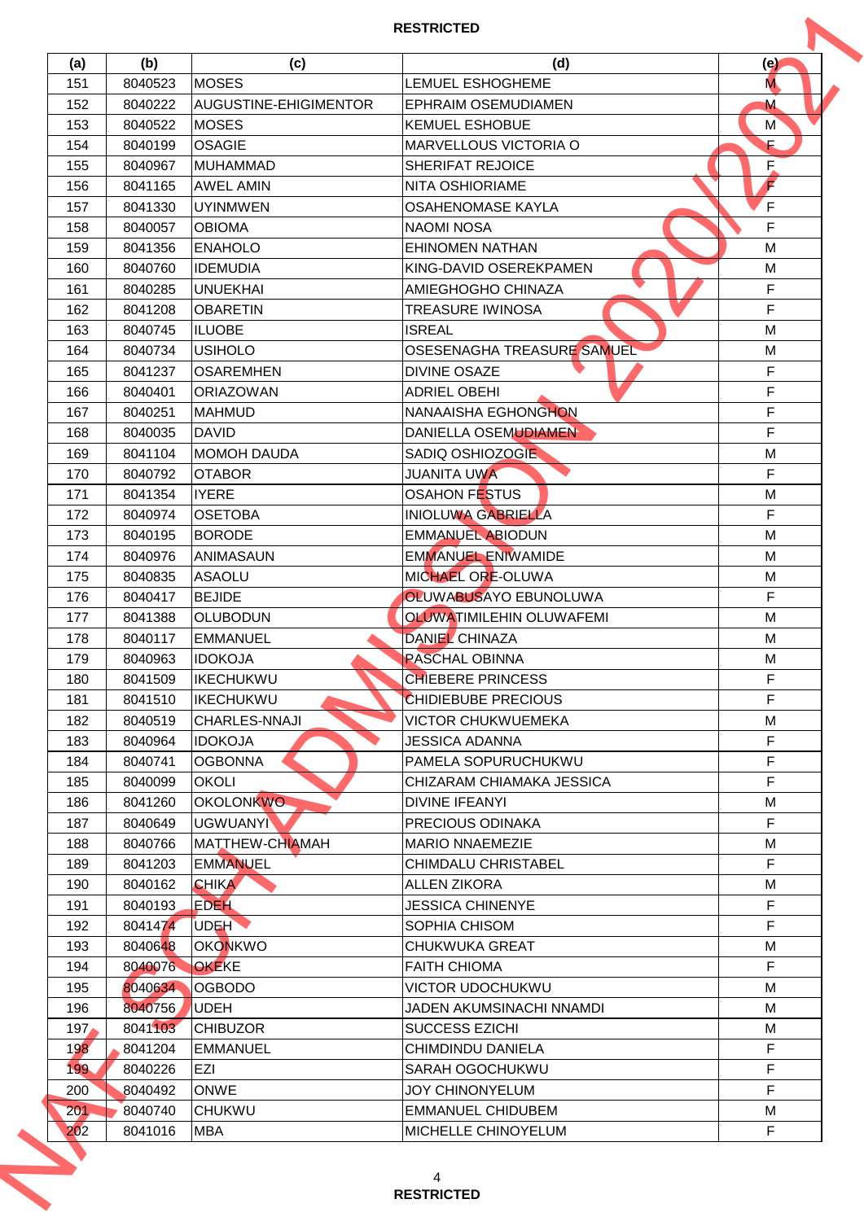| (a) | (b) | (c) | (d) | (e) |
|---|---|---|---|---|
| 151 | 8040523 | MOSES | LEMUEL ESHOGHEME | M |
| 152 | 8040222 | AUGUSTINE-EHIGIMENTOR | EPHRAIM OSEMUDIAMEN | M |
| 153 | 8040522 | MOSES | KEMUEL ESHOBUE | M |
| 154 | 8040199 | OSAGIE | MARVELLOUS VICTORIA O | F |
| 155 | 8040967 | MUHAMMAD | SHERIFAT REJOICE | F |
| 156 | 8041165 | AWEL AMIN | NITA OSHIORIAME | F |
| 157 | 8041330 | UYINMWEN | OSAHENOMASE KAYLA | F |
| 158 | 8040057 | OBIOMA | NAOMI NOSA | F |
| 159 | 8041356 | ENAHOLO | EHINOMEN NATHAN | M |
| 160 | 8040760 | IDEMUDIA | KING-DAVID OSEREKPAMEN | M |
| 161 | 8040285 | UNUEKHAI | AMIEGHOGHO CHINAZA | F |
| 162 | 8041208 | OBARETIN | TREASURE IWINOSA | F |
| 163 | 8040745 | ILUOBE | ISREAL | M |
| 164 | 8040734 | USIHOLO | OSESENAGHA TREASURE SAMUEL | M |
| 165 | 8041237 | OSAREMHEN | DIVINE OSAZE | F |
| 166 | 8040401 | ORIAZOWAN | ADRIEL OBEHI | F |
| 167 | 8040251 | MAHMUD | NANAAISHA EGHONGHON | F |
| 168 | 8040035 | DAVID | DANIELLA OSEMUDIAMEN | F |
| 169 | 8041104 | MOMOH DAUDA | SADIQ OSHIOZOGIE | M |
| 170 | 8040792 | OTABOR | JUANITA UWA | F |
| 171 | 8041354 | IYERE | OSAHON FESTUS | M |
| 172 | 8040974 | OSETOBA | INIOLUWA GABRIELLA | F |
| 173 | 8040195 | BORODE | EMMANUEL ABIODUN | M |
| 174 | 8040976 | ANIMASAUN | EMMANUEL ENIWAMIDE | M |
| 175 | 8040835 | ASAOLU | MICHAEL ORE-OLUWA | M |
| 176 | 8040417 | BEJIDE | OLUWABUSAYO EBUNOLUWA | F |
| 177 | 8041388 | OLUBODUN | OLUWATIMILEHIN OLUWAFEMI | M |
| 178 | 8040117 | EMMANUEL | DANIEL CHINAZA | M |
| 179 | 8040963 | IDOKOJA | PASCHAL OBINNA | M |
| 180 | 8041509 | IKECHUKWU | CHIEBERE PRINCESS | F |
| 181 | 8041510 | IKECHUKWU | CHIDIEBUBE PRECIOUS | F |
| 182 | 8040519 | CHARLES-NNAJI | VICTOR CHUKWUEMEKA | M |
| 183 | 8040964 | IDOKOJA | JESSICA ADANNA | F |
| 184 | 8040741 | OGBONNA | PAMELA SOPURUCHUKWU | F |
| 185 | 8040099 | OKOLI | CHIZARAM CHIAMAKA JESSICA | F |
| 186 | 8041260 | OKOLONKWO | DIVINE IFEANYI | M |
| 187 | 8040649 | UGWUANYI | PRECIOUS ODINAKA | F |
| 188 | 8040766 | MATTHEW-CHIAMAH | MARIO NNAEMEZIE | M |
| 189 | 8041203 | EMMANUEL | CHIMDALU CHRISTABEL | F |
| 190 | 8040162 | CHIKA | ALLEN ZIKORA | M |
| 191 | 8040193 | EDEH | JESSICA CHINENYE | F |
| 192 | 8041474 | UDEH | SOPHIA CHISOM | F |
| 193 | 8040648 | OKONKWO | CHUKWUKA GREAT | M |
| 194 | 8040076 | OKEKE | FAITH CHIOMA | F |
| 195 | 8040634 | OGBODO | VICTOR UDOCHUKWU | M |
| 196 | 8040756 | UDEH | JADEN AKUMSINACHI NNAMDI | M |
| 197 | 8041103 | CHIBUZOR | SUCCESS EZICHI | M |
| 198 | 8041204 | EMMANUEL | CHIMDINDU DANIELA | F |
| 199 | 8040226 | EZI | SARAH OGOCHUKWU | F |
| 200 | 8040492 | ONWE | JOY CHINONYELUM | F |
| 201 | 8040740 | CHUKWU | EMMANUEL CHIDUBEM | M |
| 202 | 8041016 | MBA | MICHELLE CHINOYELUM | F |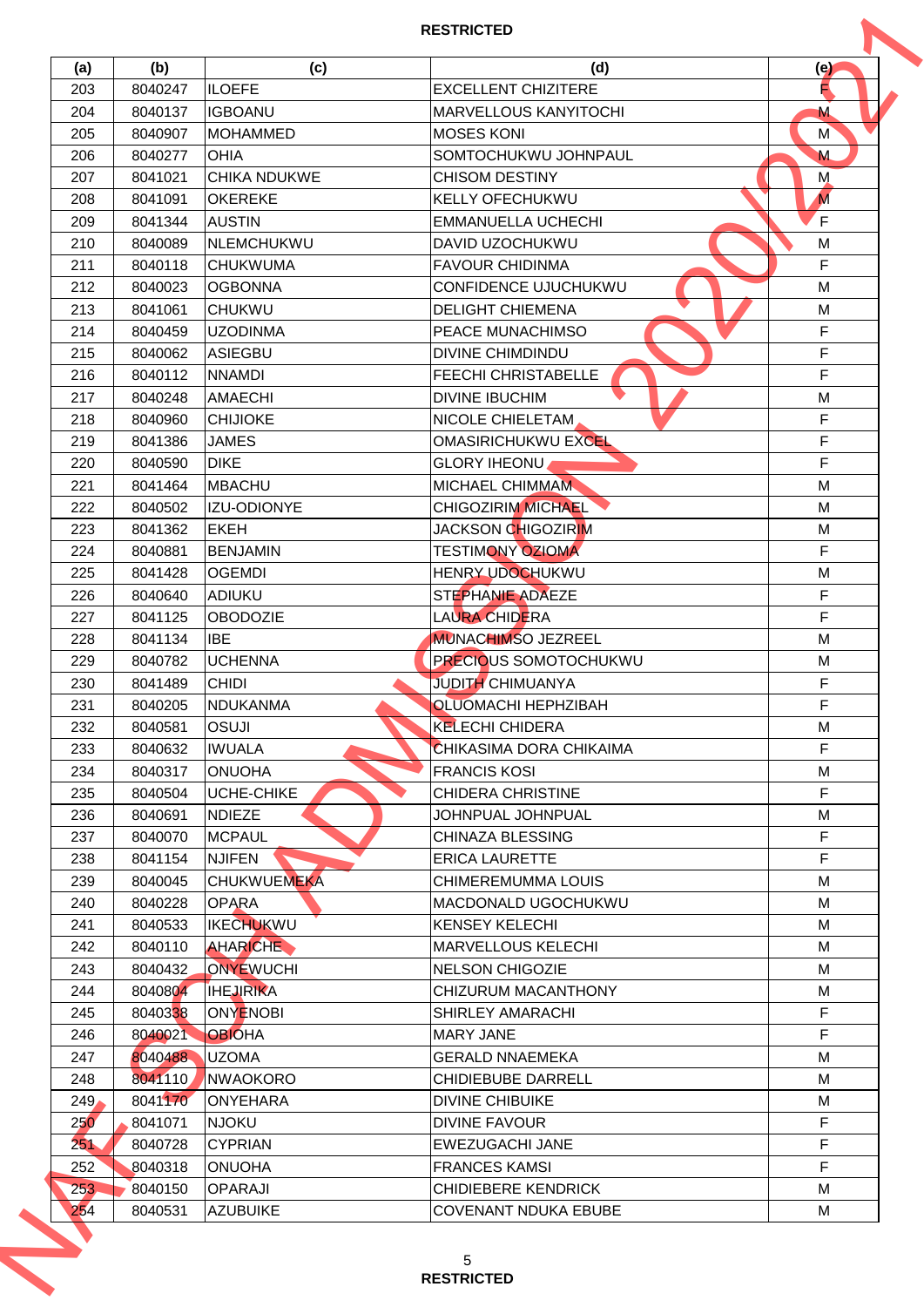| (a) | (b) | (c) | (d) | (e) |
|---|---|---|---|---|
| 203 | 8040247 | ILOEFE | EXCELLENT CHIZITERE | F |
| 204 | 8040137 | IGBOANU | MARVELLOUS KANYITOCHI | M |
| 205 | 8040907 | MOHAMMED | MOSES KONI | M |
| 206 | 8040277 | OHIA | SOMTOCHUKWU JOHNPAUL | M |
| 207 | 8041021 | CHIKA NDUKWE | CHISOM DESTINY | M |
| 208 | 8041091 | OKEREKE | KELLY OFECHUKWU | M |
| 209 | 8041344 | AUSTIN | EMMANUELLA UCHECHI | F |
| 210 | 8040089 | NLEMCHUKWU | DAVID UZOCHUKWU | M |
| 211 | 8040118 | CHUKWUMA | FAVOUR CHIDINMA | F |
| 212 | 8040023 | OGBONNA | CONFIDENCE UJUCHUKWU | M |
| 213 | 8041061 | CHUKWU | DELIGHT CHIEMENA | M |
| 214 | 8040459 | UZODINMA | PEACE MUNACHIMSO | F |
| 215 | 8040062 | ASIEGBU | DIVINE CHIMDINDU | F |
| 216 | 8040112 | NNAMDI | FEECHI CHRISTABELLE | F |
| 217 | 8040248 | AMAECHI | DIVINE IBUCHIM | M |
| 218 | 8040960 | CHIJIOKE | NICOLE CHIELETAM | F |
| 219 | 8041386 | JAMES | OMASIRICHUKWU EXCEL | F |
| 220 | 8040590 | DIKE | GLORY IHEONU | F |
| 221 | 8041464 | MBACHU | MICHAEL CHIMMAM | M |
| 222 | 8040502 | IZU-ODIONYE | CHIGOZIRIM MICHAEL | M |
| 223 | 8041362 | EKEH | JACKSON CHIGOZIRIM | M |
| 224 | 8040881 | BENJAMIN | TESTIMONY OZIOMA | F |
| 225 | 8041428 | OGEMDI | HENRY UDOCHUKWU | M |
| 226 | 8040640 | ADIUKU | STEPHANIE ADAEZE | F |
| 227 | 8041125 | OBODOZIE | LAURA CHIDERA | F |
| 228 | 8041134 | IBE | MUNACHIMSO JEZREEL | M |
| 229 | 8040782 | UCHENNA | PRECIOUS SOMOTOCHUKWU | M |
| 230 | 8041489 | CHIDI | JUDITH CHIMUANYA | F |
| 231 | 8040205 | NDUKANMA | OLUOMACHI HEPHZIBAH | F |
| 232 | 8040581 | OSUJI | KELECHI CHIDERA | M |
| 233 | 8040632 | IWUALA | CHIKASIMA DORA CHIKAIMA | F |
| 234 | 8040317 | ONUOHA | FRANCIS KOSI | M |
| 235 | 8040504 | UCHE-CHIKE | CHIDERA CHRISTINE | F |
| 236 | 8040691 | NDIEZE | JOHNPUAL JOHNPUAL | M |
| 237 | 8040070 | MCPAUL | CHINAZA BLESSING | F |
| 238 | 8041154 | NJIFEN | ERICA LAURETTE | F |
| 239 | 8040045 | CHUKWUEMEKA | CHIMEREMUMMA LOUIS | M |
| 240 | 8040228 | OPARA | MACDONALD UGOCHUKWU | M |
| 241 | 8040533 | IKECHUKWU | KENSEY KELECHI | M |
| 242 | 8040110 | AHARICHE | MARVELLOUS KELECHI | M |
| 243 | 8040432 | ONYEWUCHI | NELSON CHIGOZIE | M |
| 244 | 8040804 | IHEJIRIKA | CHIZURUM MACANTHONY | M |
| 245 | 8040338 | ONYENOBI | SHIRLEY AMARACHI | F |
| 246 | 8040021 | OBIOHA | MARY JANE | F |
| 247 | 8040488 | UZOMA | GERALD NNAEMEKA | M |
| 248 | 8041110 | NWAOKORO | CHIDIEBUBE DARRELL | M |
| 249 | 8041170 | ONYEHARA | DIVINE CHIBUIKE | M |
| 250 | 8041071 | NJOKU | DIVINE FAVOUR | F |
| 251 | 8040728 | CYPRIAN | EWEZUGACHI JANE | F |
| 252 | 8040318 | ONUOHA | FRANCES KAMSI | F |
| 253 | 8040150 | OPARAJI | CHIDIEBERE KENDRICK | M |
| 254 | 8040531 | AZUBUIKE | COVENANT NDUKA EBUBE | M |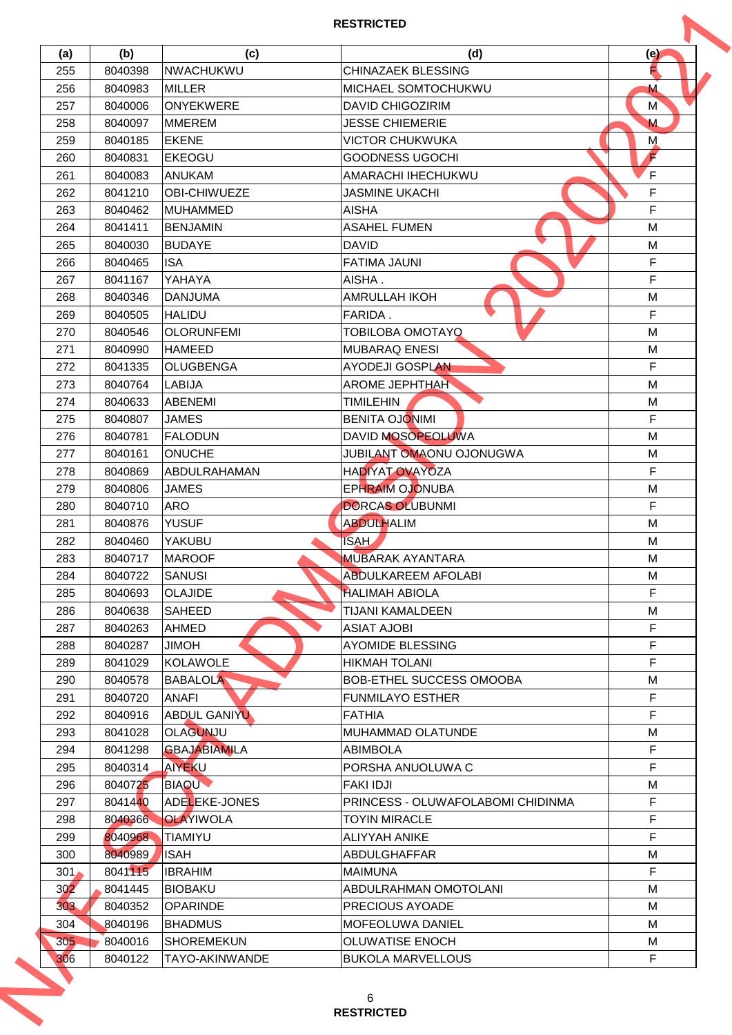**RESTRICTED**

| (a) | (b) | (c) | (d) | (e) |
|---|---|---|---|---|
| 255 | 8040398 | NWACHUKWU | CHINAZAEK BLESSING | F |
| 256 | 8040983 | MILLER | MICHAEL SOMTOCHUKWU | M |
| 257 | 8040006 | ONYEKWERE | DAVID CHIGOZIRIM | M |
| 258 | 8040097 | MMEREM | JESSE CHIEMERIE | M |
| 259 | 8040185 | EKENE | VICTOR CHUKWUKA | M |
| 260 | 8040831 | EKEOGU | GOODNESS UGOCHI | F |
| 261 | 8040083 | ANUKAM | AMARACHI IHECHUKWU | F |
| 262 | 8041210 | OBI-CHIWUEZE | JASMINE UKACHI | F |
| 263 | 8040462 | MUHAMMED | AISHA | F |
| 264 | 8041411 | BENJAMIN | ASAHEL FUMEN | M |
| 265 | 8040030 | BUDAYE | DAVID | M |
| 266 | 8040465 | ISA | FATIMA JAUNI | F |
| 267 | 8041167 | YAHAYA | AISHA . | F |
| 268 | 8040346 | DANJUMA | AMRULLAH IKOH | M |
| 269 | 8040505 | HALIDU | FARIDA . | F |
| 270 | 8040546 | OLORUNFEMI | TOBILOBA OMOTAYO | M |
| 271 | 8040990 | HAMEED | MUBARAQ ENESI | M |
| 272 | 8041335 | OLUGBENGA | AYODEJI GOSPLAN | F |
| 273 | 8040764 | LABIJA | AROME JEPHTHAH | M |
| 274 | 8040633 | ABENEMI | TIMILEHIN | M |
| 275 | 8040807 | JAMES | BENITA OJONIMI | F |
| 276 | 8040781 | FALODUN | DAVID MOSOPEOLUWA | M |
| 277 | 8040161 | ONUCHE | JUBILANT OMAONU OJONUGWA | M |
| 278 | 8040869 | ABDULRAHAMAN | HADIYAT OVAYOZA | F |
| 279 | 8040806 | JAMES | EPHRAIM OJONUBA | M |
| 280 | 8040710 | ARO | DORCAS OLUBUNMI | F |
| 281 | 8040876 | YUSUF | ABDULHALIM | M |
| 282 | 8040460 | YAKUBU | ISAH | M |
| 283 | 8040717 | MAROOF | MUBARAK AYANTARA | M |
| 284 | 8040722 | SANUSI | ABDULKAREEM AFOLABI | M |
| 285 | 8040693 | OLAJIDE | HALIMAH ABIOLA | F |
| 286 | 8040638 | SAHEED | TIJANI KAMALDEEN | M |
| 287 | 8040263 | AHMED | ASIAT AJOBI | F |
| 288 | 8040287 | JIMOH | AYOMIDE BLESSING | F |
| 289 | 8041029 | KOLAWOLE | HIKMAH TOLANI | F |
| 290 | 8040578 | BABALOLA | BOB-ETHEL SUCCESS OMOOBA | M |
| 291 | 8040720 | ANAFI | FUNMILAYO ESTHER | F |
| 292 | 8040916 | ABDUL GANIYU | FATHIA | F |
| 293 | 8041028 | OLAGUNJU | MUHAMMAD OLATUNDE | M |
| 294 | 8041298 | GBAJABIAMILA | ABIMBOLA | F |
| 295 | 8040314 | AIYEKU | PORSHA ANUOLUWA C | F |
| 296 | 8040725 | BIAOU | FAKI IDJI | M |
| 297 | 8041440 | ADELEKE-JONES | PRINCESS - OLUWAFOLABOMI CHIDINMA | F |
| 298 | 8040366 | OLAYIWOLA | TOYIN MIRACLE | F |
| 299 | 8040968 | TIAMIYU | ALIYYAH ANIKE | F |
| 300 | 8040989 | ISAH | ABDULGHAFFAR | M |
| 301 | 8041115 | IBRAHIM | MAIMUNA | F |
| 302 | 8041445 | BIOBAKU | ABDULRAHMAN OMOTOLANI | M |
| 303 | 8040352 | OPARINDE | PRECIOUS AYOADE | M |
| 304 | 8040196 | BHADMUS | MOFEOLUWA DANIEL | M |
| 305 | 8040016 | SHOREMEKUN | OLUWATISE ENOCH | M |
| 306 | 8040122 | TAYO-AKINWANDE | BUKOLA MARVELLOUS | F |

**RESTRICTED**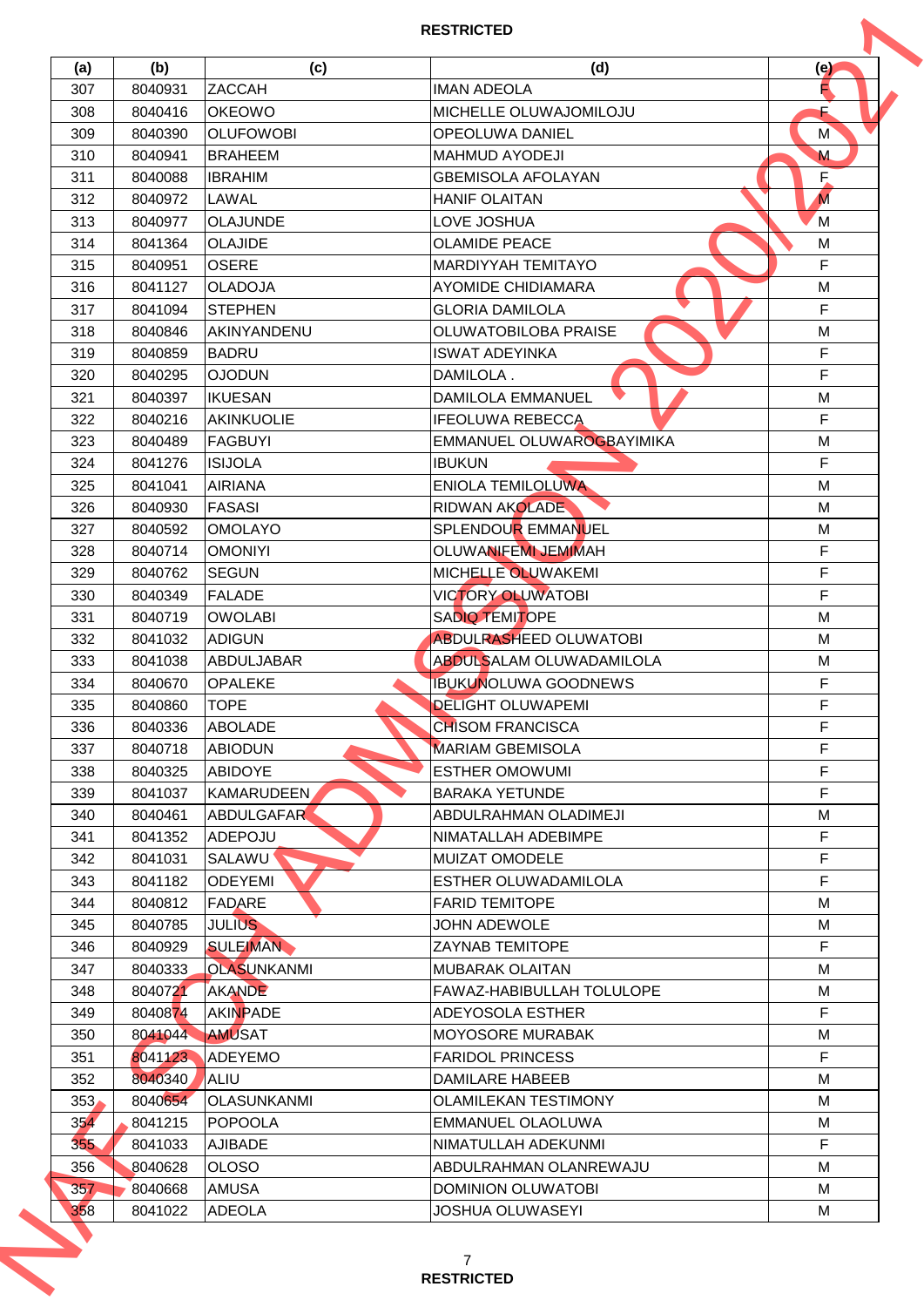| (a) | (b) | (c) | (d) | (e) |
|---|---|---|---|---|
| 307 | 8040931 | ZACCAH | IMAN ADEOLA | F |
| 308 | 8040416 | OKEOWO | MICHELLE OLUWAJOMILOJU | F |
| 309 | 8040390 | OLUFOWOBI | OPEOLUWA DANIEL | M |
| 310 | 8040941 | BRAHEEM | MAHMUD AYODEJI | M |
| 311 | 8040088 | IBRAHIM | GBEMISOLA AFOLAYAN | F |
| 312 | 8040972 | LAWAL | HANIF OLAITAN | M |
| 313 | 8040977 | OLAJUNDE | LOVE JOSHUA | M |
| 314 | 8041364 | OLAJIDE | OLAMIDE PEACE | M |
| 315 | 8040951 | OSERE | MARDIYYAH TEMITAYO | F |
| 316 | 8041127 | OLADOJA | AYOMIDE CHIDIAMARA | M |
| 317 | 8041094 | STEPHEN | GLORIA DAMILOLA | F |
| 318 | 8040846 | AKINYANDENU | OLUWATOBILOBA PRAISE | M |
| 319 | 8040859 | BADRU | ISWAT ADEYINKA | F |
| 320 | 8040295 | OJODUN | DAMILOLA . | F |
| 321 | 8040397 | IKUESAN | DAMILOLA EMMANUEL | M |
| 322 | 8040216 | AKINKUOLIE | IFEOLUWA REBECCA | F |
| 323 | 8040489 | FAGBUYI | EMMANUEL OLUWAROGBAYIMIKA | M |
| 324 | 8041276 | ISIJOLA | IBUKUN | F |
| 325 | 8041041 | AIRIANA | ENIOLA TEMILOLUWA | M |
| 326 | 8040930 | FASASI | RIDWAN AKOLADE | M |
| 327 | 8040592 | OMOLAYO | SPLENDOUR EMMANUEL | M |
| 328 | 8040714 | OMONIYI | OLUWANIFEMI JEMIMAH | F |
| 329 | 8040762 | SEGUN | MICHELLE OLUWAKEMI | F |
| 330 | 8040349 | FALADE | VICTORY OLUWATOBI | F |
| 331 | 8040719 | OWOLABI | SADIQ TEMITOPE | M |
| 332 | 8041032 | ADIGUN | ABDULRASHEED OLUWATOBI | M |
| 333 | 8041038 | ABDULJABAR | ABDULSALAM OLUWADAMILOLA | M |
| 334 | 8040670 | OPALEKE | IBUKUNOLUWA GOODNEWS | F |
| 335 | 8040860 | TOPE | DELIGHT OLUWAPEMI | F |
| 336 | 8040336 | ABOLADE | CHISOM FRANCISCA | F |
| 337 | 8040718 | ABIODUN | MARIAM GBEMISOLA | F |
| 338 | 8040325 | ABIDOYE | ESTHER OMOWUMI | F |
| 339 | 8041037 | KAMARUDEEN | BARAKA YETUNDE | F |
| 340 | 8040461 | ABDULGAFAR | ABDULRAHMAN OLADIMEJI | M |
| 341 | 8041352 | ADEPOJU | NIMATALLAH ADEBIMPE | F |
| 342 | 8041031 | SALAWU | MUIZAT OMODELE | F |
| 343 | 8041182 | ODEYEMI | ESTHER OLUWADAMILOLA | F |
| 344 | 8040812 | FADARE | FARID TEMITOPE | M |
| 345 | 8040785 | JULIUS | JOHN ADEWOLE | M |
| 346 | 8040929 | SULEIMAN | ZAYNAB TEMITOPE | F |
| 347 | 8040333 | OLASUNKANMI | MUBARAK OLAITAN | M |
| 348 | 8040721 | AKANDE | FAWAZ-HABIBULLAH TOLULOPE | M |
| 349 | 8040874 | AKINPADE | ADEYOSOLA ESTHER | F |
| 350 | 8041044 | AMUSAT | MOYOSORE MURABAK | M |
| 351 | 8041123 | ADEYEMO | FARIDOL PRINCESS | F |
| 352 | 8040340 | ALIU | DAMILARE HABEEB | M |
| 353 | 8040654 | OLASUNKANMI | OLAMILEKAN TESTIMONY | M |
| 354 | 8041215 | POOPOLA | EMMANUEL OLAOLUWA | M |
| 355 | 8041033 | AJIBADE | NIMATULLAH ADEKUNMI | F |
| 356 | 8040628 | OLOSO | ABDULRAHMAN OLANREWAJU | M |
| 357 | 8040668 | AMUSA | DOMINION OLUWATOBI | M |
| 358 | 8041022 | ADEOLA | JOSHUA OLUWASEYI | M |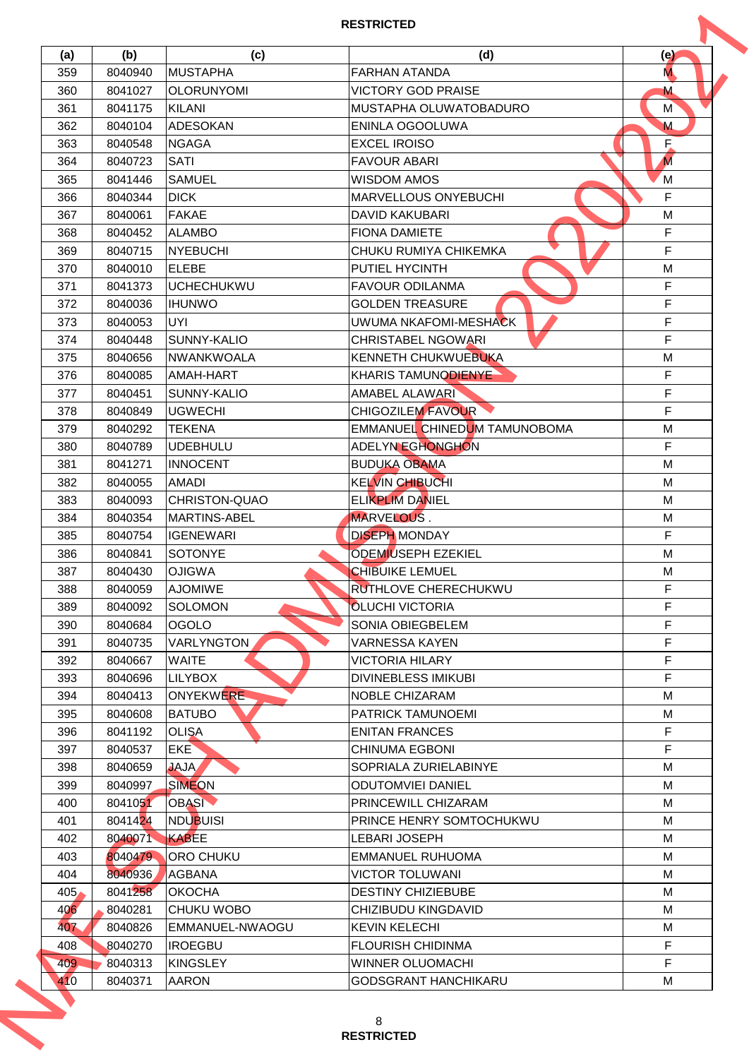| (a) | (b) | (c) | (d) | (e) |
|---|---|---|---|---|
| 359 | 8040940 | MUSTAPHA | FARHAN ATANDA | M |
| 360 | 8041027 | OLORUNYOMI | VICTORY GOD PRAISE | M |
| 361 | 8041175 | KILANI | MUSTAPHA OLUWATOBADURO | M |
| 362 | 8040104 | ADESOKAN | ENINLA OGOOLUWA | M |
| 363 | 8040548 | NGAGA | EXCEL IROISO | F |
| 364 | 8040723 | SATI | FAVOUR ABARI | M |
| 365 | 8041446 | SAMUEL | WISDOM AMOS | M |
| 366 | 8040344 | DICK | MARVELLOUS ONYEBUCHI | F |
| 367 | 8040061 | FAKAE | DAVID KAKUBARI | M |
| 368 | 8040452 | ALAMBO | FIONA DAMIETE | F |
| 369 | 8040715 | NYEBUCHI | CHUKU RUMIYA CHIKEMKA | F |
| 370 | 8040010 | ELEBE | PUTIEL HYCINTH | M |
| 371 | 8041373 | UCHECHUKWU | FAVOUR ODILANMA | F |
| 372 | 8040036 | IHUNWO | GOLDEN TREASURE | F |
| 373 | 8040053 | UYI | UWUMA NKAFOMI-MESHACK | F |
| 374 | 8040448 | SUNNY-KALIO | CHRISTABEL NGOWARI | F |
| 375 | 8040656 | NWANKWOALA | KENNETH CHUKWUEBUKA | M |
| 376 | 8040085 | AMAH-HART | KHARIS TAMUNODIENYE | F |
| 377 | 8040451 | SUNNY-KALIO | AMABEL ALAWARI | F |
| 378 | 8040849 | UGWECHI | CHIGOZILEM FAVOUR | F |
| 379 | 8040292 | TEKENA | EMMANUEL CHINEDUM TAMUNOBOMA | M |
| 380 | 8040789 | UDEBHULU | ADELYN EGHONGHON | F |
| 381 | 8041271 | INNOCENT | BUDUKA OBAMA | M |
| 382 | 8040055 | AMADI | KELVIN CHIBUCHI | M |
| 383 | 8040093 | CHRISTON-QUAO | ELIKPLIM DANIEL | M |
| 384 | 8040354 | MARTINS-ABEL | MARVELOUS . | M |
| 385 | 8040754 | IGENEWARI | DISEPH MONDAY | F |
| 386 | 8040841 | SOTONYE | ODEMIUSEPH EZEKIEL | M |
| 387 | 8040430 | OJIGWA | CHIBUIKE LEMUEL | M |
| 388 | 8040059 | AJOMIWE | RUTHLOVE CHERECHUKWU | F |
| 389 | 8040092 | SOLOMON | OLUCHI VICTORIA | F |
| 390 | 8040684 | OGOLO | SONIA OBIEGBELEM | F |
| 391 | 8040735 | VARLYNGTON | VARNESSA KAYEN | F |
| 392 | 8040667 | WAITE | VICTORIA HILARY | F |
| 393 | 8040696 | LILYBOX | DIVINEBLESS IMIKUBI | F |
| 394 | 8040413 | ONYEKWERE | NOBLE CHIZARAM | M |
| 395 | 8040608 | BATUBO | PATRICK TAMUNOEMI | M |
| 396 | 8041192 | OLISA | ENITAN FRANCES | F |
| 397 | 8040537 | EKE | CHINUMA EGBONI | F |
| 398 | 8040659 | JAJA | SOPRIALA ZURIELABINYE | M |
| 399 | 8040997 | SIMEON | ODUTOMVIEI DANIEL | M |
| 400 | 8041051 | OBASI | PRINCEWILL CHIZARAM | M |
| 401 | 8041424 | NDUBUISI | PRINCE HENRY SOMTOCHUKWU | M |
| 402 | 8040071 | KABEE | LEBARI JOSEPH | M |
| 403 | 8040479 | ORO CHUKU | EMMANUEL RUHUOMA | M |
| 404 | 8040936 | AGBANA | VICTOR TOLUWANI | M |
| 405 | 8041258 | OKOCHA | DESTINY CHIZIEBUBE | M |
| 406 | 8040281 | CHUKU WOBO | CHIZIBUDU KINGDAVID | M |
| 407 | 8040826 | EMMANUEL-NWAOGU | KEVIN KELECHI | M |
| 408 | 8040270 | IROEGBU | FLOURISH CHIDINMA | F |
| 409 | 8040313 | KINGSLEY | WINNER OLUOMACHI | F |
| 410 | 8040371 | AARON | GODSGRANT HANCHIKARU | M |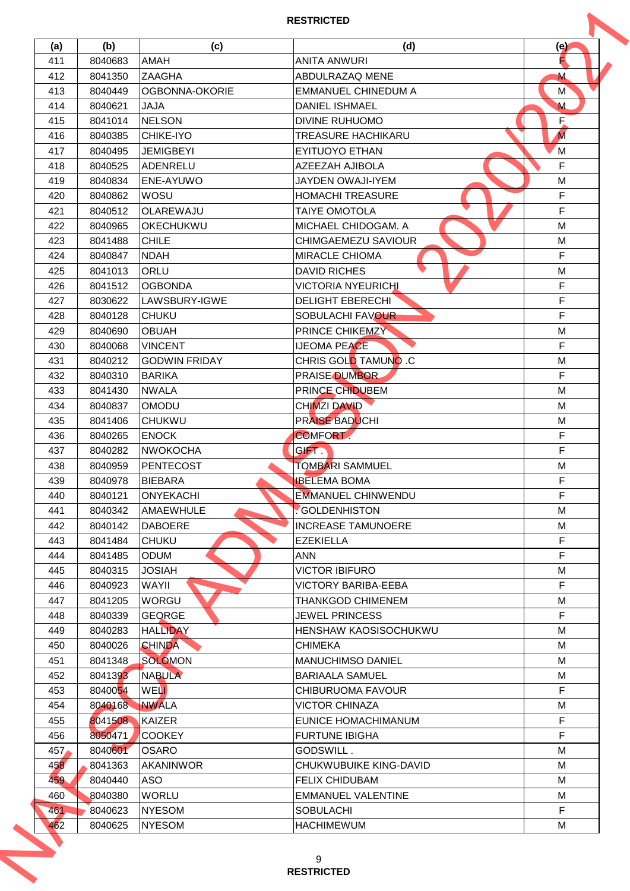RESTRICTED

| (a) | (b) | (c) | (d) | (e) |
|---|---|---|---|---|
| 411 | 8040683 | AMAH | ANITA ANWURI | F |
| 412 | 8041350 | ZAAGHA | ABDULRAZAQ MENE | M |
| 413 | 8040449 | OGBONNA-OKORIE | EMMANUEL CHINEDUM A | M |
| 414 | 8040621 | JAJA | DANIEL ISHMAEL | M |
| 415 | 8041014 | NELSON | DIVINE RUHUOMO | F |
| 416 | 8040385 | CHIKE-IYO | TREASURE HACHIKARU | M |
| 417 | 8040495 | JEMIGBEYI | EYITUOYO ETHAN | M |
| 418 | 8040525 | ADENRELU | AZEEZAH AJIBOLA | F |
| 419 | 8040834 | ENE-AYUWO | JAYDEN OWAJI-IYEM | M |
| 420 | 8040862 | WOSU | HOMACHI TREASURE | F |
| 421 | 8040512 | OLAREWAJU | TAIYE OMOTOLA | F |
| 422 | 8040965 | OKECHUKWU | MICHAEL CHIDOGAM. A | M |
| 423 | 8041488 | CHILE | CHIMGAEMEZU SAVIOUR | M |
| 424 | 8040847 | NDAH | MIRACLE CHIOMA | F |
| 425 | 8041013 | ORLU | DAVID RICHES | M |
| 426 | 8041512 | OGBONDA | VICTORIA NYEURICHI | F |
| 427 | 8030622 | LAWSBURY-IGWE | DELIGHT EBERECHI | F |
| 428 | 8040128 | CHUKU | SOBULACHI FAVOUR | F |
| 429 | 8040690 | OBUAH | PRINCE CHIKEMZY | M |
| 430 | 8040068 | VINCENT | IJEOMA PEACE | F |
| 431 | 8040212 | GODWIN FRIDAY | CHRIS GOLD TAMUNO .C | M |
| 432 | 8040310 | BARIKA | PRAISE DUMBOR | F |
| 433 | 8041430 | NWALA | PRINCE CHIDUBEM | M |
| 434 | 8040837 | OMODU | CHIMZI DAVID | M |
| 435 | 8041406 | CHUKWU | PRAISE BADUCHI | M |
| 436 | 8040265 | ENOCK | COMFORT . | F |
| 437 | 8040282 | NWOKOCHA | GIFT . | F |
| 438 | 8040959 | PENTECOST | TOMBARI SAMMUEL | M |
| 439 | 8040978 | BIEBARA | IBELEMA BOMA | F |
| 440 | 8040121 | ONYEKACHI | EMMANUEL CHINWENDU | F |
| 441 | 8040342 | AMAEWHULE | . GOLDENHISTON | M |
| 442 | 8040142 | DABOERE | INCREASE TAMUNOERE | M |
| 443 | 8041484 | CHUKU | EZEKIELLA | F |
| 444 | 8041485 | ODUM | ANN | F |
| 445 | 8040315 | JOSIAH | VICTOR IBIFURO | M |
| 446 | 8040923 | WAYII | VICTORY BARIBA-EEBA | F |
| 447 | 8041205 | WORGU | THANKGOD CHIMENEM | M |
| 448 | 8040339 | GEORGE | JEWEL PRINCESS | F |
| 449 | 8040283 | HALLIDAY | HENSHAW KAOSISOCHUKWU | M |
| 450 | 8040026 | CHINDA | CHIMEKA | M |
| 451 | 8041348 | SOLOMON | MANUCHIMSO DANIEL | M |
| 452 | 8041393 | NABULA | BARIAALA SAMUEL | M |
| 453 | 8040054 | WELI | CHIBURUOMA FAVOUR | F |
| 454 | 8040168 | NWALA | VICTOR CHINAZA | M |
| 455 | 8041508 | KAIZER | EUNICE HOMACHIMANUM | F |
| 456 | 8050471 | COOKEY | FURTUNE IBIGHA | F |
| 457 | 8040601 | OSARO | GODSWILL . | M |
| 458 | 8041363 | AKANINWOR | CHUKWUBUIKE KING-DAVID | M |
| 459 | 8040440 | ASO | FELIX CHIDUBAM | M |
| 460 | 8040380 | WORLU | EMMANUEL VALENTINE | M |
| 461 | 8040623 | NYESOM | SOBULACHI | F |
| 462 | 8040625 | NYESOM | HACHIMEWUM | M |

RESTRICTED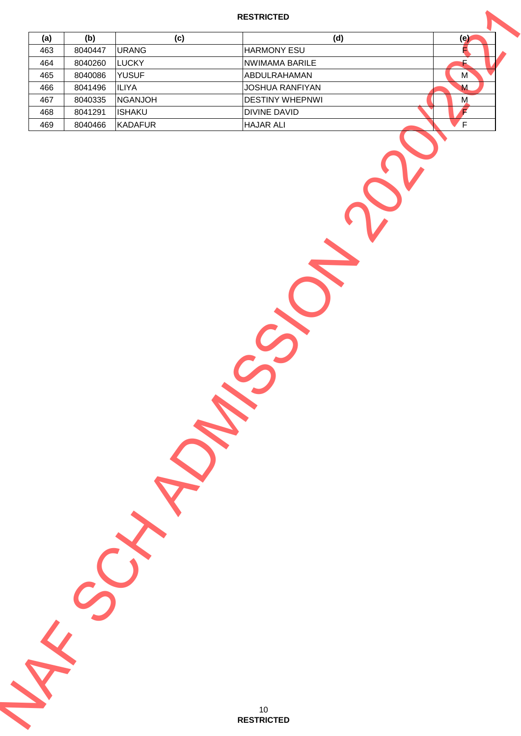RESTRICTED

| (a) | (b) | (c) | (d) | (e) |
|---|---|---|---|---|
| 463 | 8040447 | URANG | HARMONY ESU | F |
| 464 | 8040260 | LUCKY | NWIMAMA BARILE | F |
| 465 | 8040086 | YUSUF | ABDULRAHAMAN | M |
| 466 | 8041496 | ILIYA | JOSHUA RANFIYAN | M |
| 467 | 8040335 | NGANJOH | DESTINY WHEPNWI | M |
| 468 | 8041291 | ISHAKU | DIVINE DAVID | F |
| 469 | 8040466 | KADAFUR | HAJAR ALI | F |

NAF SCH ADMISSION 2020/2021

RESTRICTED